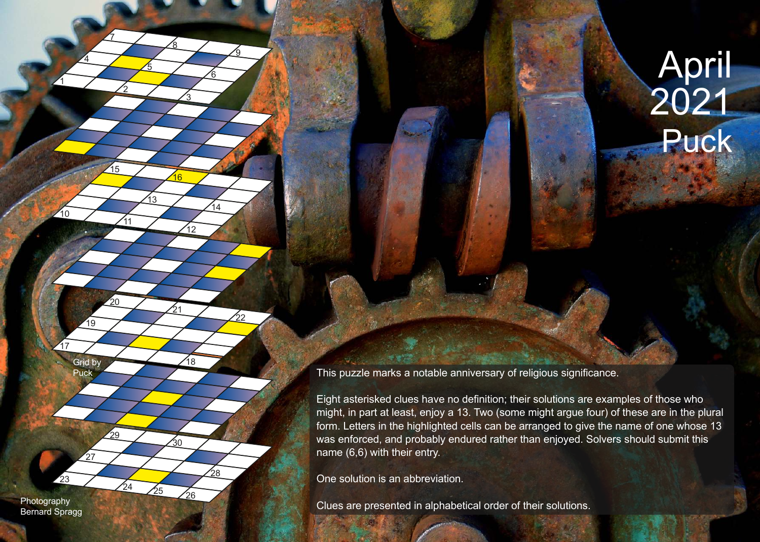# April 2021 Puck

This puzzle marks a notable anniversary of religious significance.

Eight asterisked clues have no definition; their solutions are examples of those who might, in part at least, enjoy a 13. Two (some might argue four) of these are in the plural form. Letters in the highlighted cells can be arranged to give the name of one whose 13 was enforced, and probably endured rather than enjoyed. Solvers should submit this name (6,6) with their entry.

One solution is an abbreviation.

Clues are presented in alphabetical order of their solutions.

Grid by Puck

Photography Bernard Spragg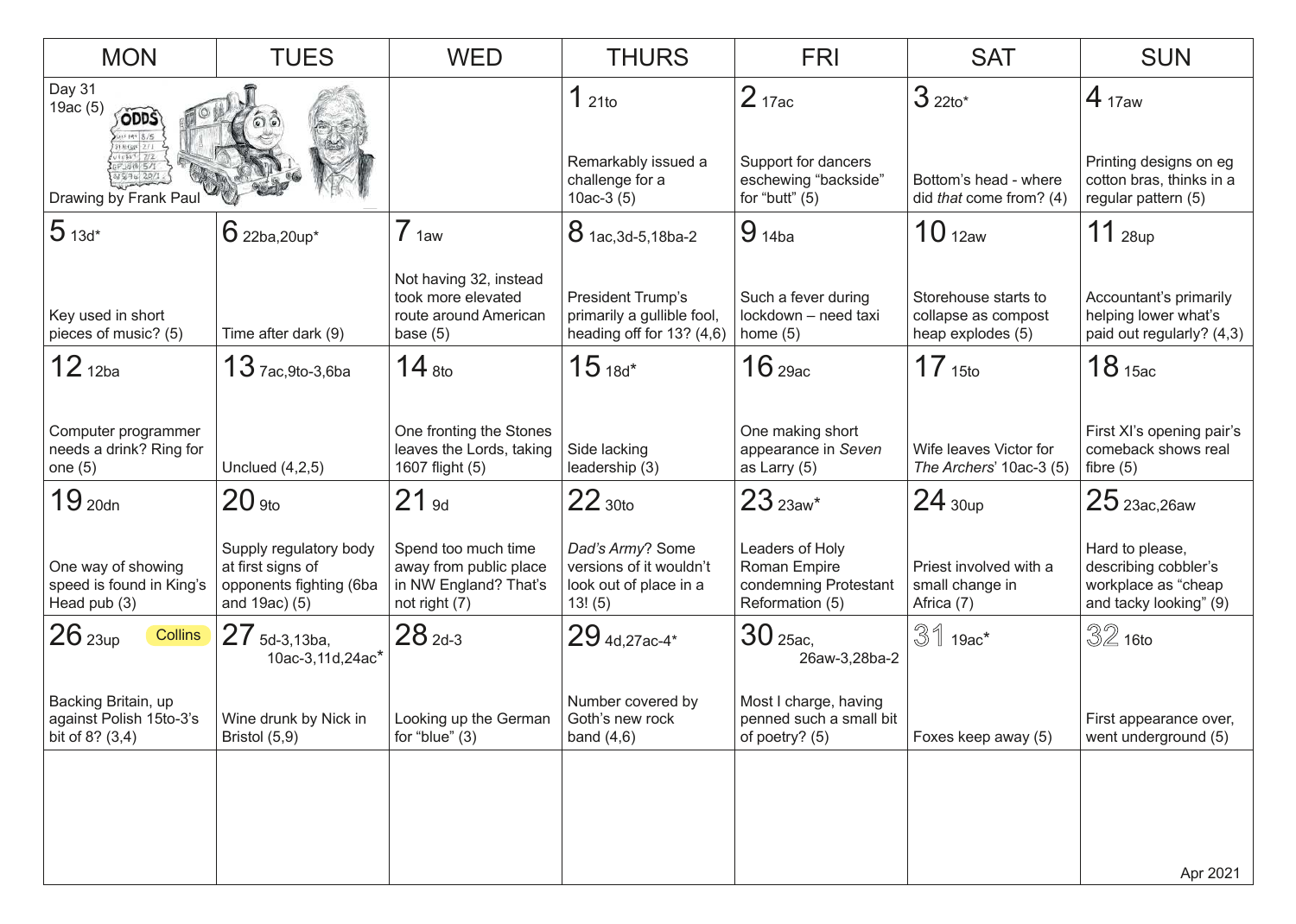| MON | TUES | WED | THURS | FRI | SAT | SUN |
|---|---|---|---|---|---|---|
| Day 31<br>19ac (5)<br>Drawing by Frank Paul | | | 1 21to<br><br>Remarkably issued a challenge for a 10ac-3 (5) | 2 17ac<br><br>Support for dancers eschewing "backside" for "butt" (5) | 3 22to*<br><br>Bottom's head - where did *that* come from? (4) | 4 17aw<br><br>Printing designs on eg cotton bras, thinks in a regular pattern (5) |
| 5 13d*<br><br>Key used in short pieces of music? (5) | 6 22ba,20up*<br><br>Time after dark (9) | 7 1aw<br><br>Not having 32, instead took more elevated route around American base (5) | 8 1ac,3d-5,18ba-2<br><br>President Trump's primarily a gullible fool, heading off for 13? (4,6) | 9 14ba<br><br>Such a fever during lockdown – need taxi home (5) | 10 12aw<br><br>Storehouse starts to collapse as compost heap explodes (5) | 11 28up<br><br>Accountant's primarily helping lower what's paid out regularly? (4,3) |
| 12 12ba<br><br>Computer programmer needs a drink? Ring for one (5) | 13 7ac,9to-3,6ba<br><br>Unclued (4,2,5) | 14 8to<br><br>One fronting the Stones leaves the Lords, taking 1607 flight (5) | 15 18d*<br><br>Side lacking leadership (3) | 16 29ac<br><br>One making short appearance in *Seven* as Larry (5) | 17 15to<br><br>Wife leaves Victor for *The Archers*' 10ac-3 (5) | 18 15ac<br><br>First XI's opening pair's comeback shows real fibre (5) |
| 19 20dn<br><br>One way of showing speed is found in King's Head pub (3) | 20 9to<br><br>Supply regulatory body at first signs of opponents fighting (6ba and 19ac) (5) | 21 9d<br><br>Spend too much time away from public place in NW England? That's not right (7) | 22 30to<br><br>*Dad's Army*? Some versions of it wouldn't look out of place in a 13! (5) | 23 23aw*<br><br>Leaders of Holy Roman Empire condemning Protestant Reformation (5) | 24 30up<br><br>Priest involved with a small change in Africa (7) | 25 23ac,26aw<br><br>Hard to please, describing cobbler's workplace as "cheap and tacky looking" (9) |
| 26 23up Collins<br><br>Backing Britain, up against Polish 15to-3's bit of 8? (3,4) | 27 5d-3,13ba, 10ac-3,11d,24ac*<br><br>Wine drunk by Nick in Bristol (5,9) | 28 2d-3<br><br>Looking up the German for "blue" (3) | 29 4d,27ac-4*<br><br>Number covered by Goth's new rock band (4,6) | 30 25ac, 26aw-3,28ba-2<br><br>Most I charge, having penned such a small bit of poetry? (5) | 31 19ac*<br><br>Foxes keep away (5) | 32 16to<br><br>First appearance over, went underground (5) |
| | | | | | | Apr 2021 |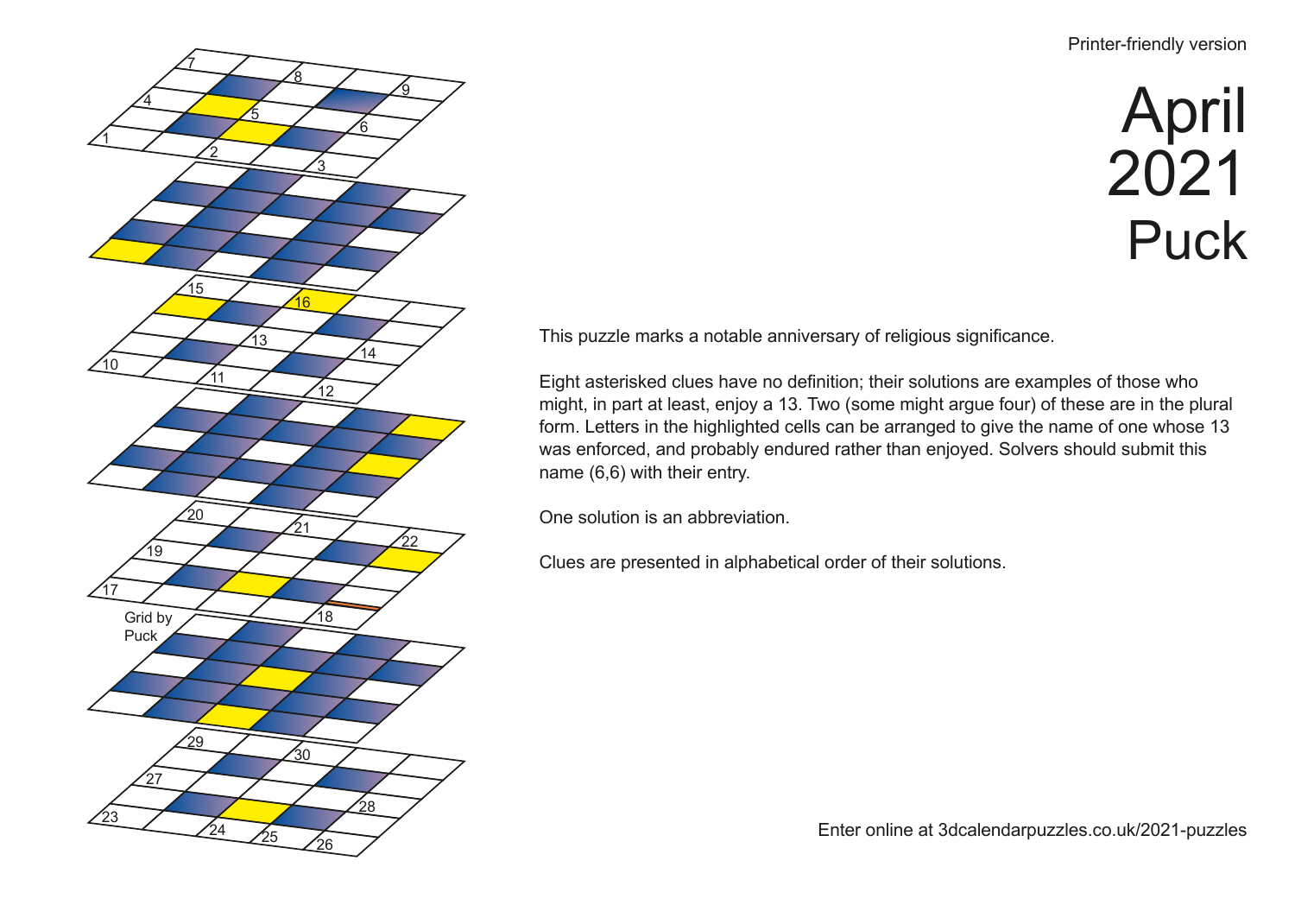Printer-friendly version

# April 2021 Puck

This puzzle marks a notable anniversary of religious significance.

Eight asterisked clues have no definition; their solutions are examples of those who might, in part at least, enjoy a 13. Two (some might argue four) of these are in the plural form. Letters in the highlighted cells can be arranged to give the name of one whose 13 was enforced, and probably endured rather than enjoyed. Solvers should submit this name (6,6) with their entry.

One solution is an abbreviation.

Clues are presented in alphabetical order of their solutions.

7
8
9
4
5
6
1
2
3
15
16
13
14
10
11
12
20
21
22
19
17
18
Grid by Puck
29
30
27
28
23
24
25
26

Enter online at 3dcalendarpuzzles.co.uk/2021-puzzles